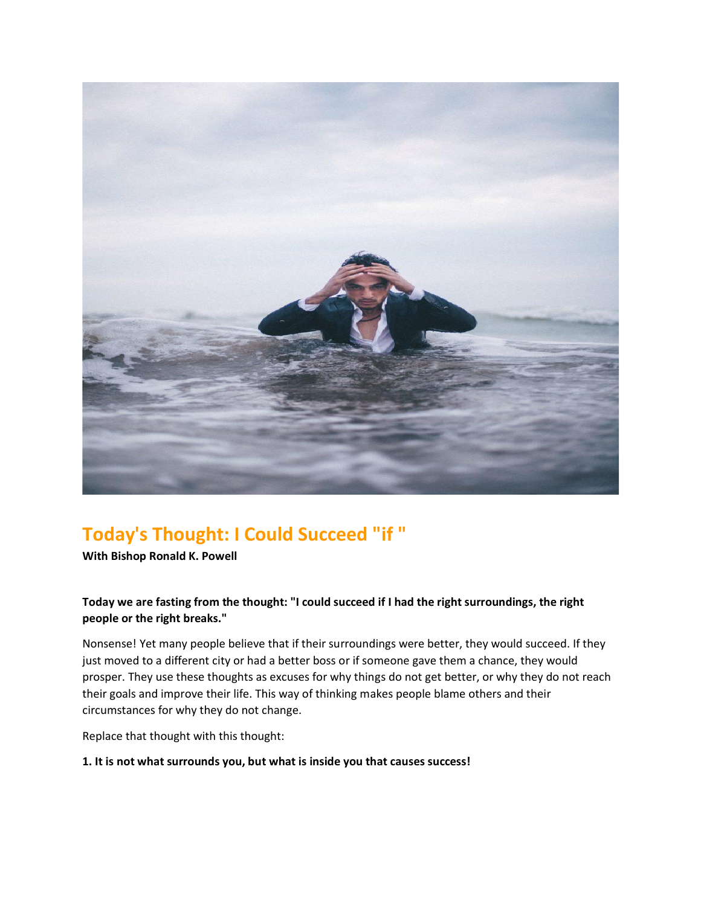# Today's Thought: I Could Succeed "if "

**With Bishop Ronald K. Powell**

**Today we are fasting from the thought: "I could succeed if I had the right surroundings, the right people or the right breaks."**

Nonsense! Yet many people believe that if their surroundings were better, they would succeed. If they just moved to a different city or had a better boss or if someone gave them a chance, they would prosper. They use these thoughts as excuses for why things do not get better, or why they do not reach their goals and improve their life. This way of thinking makes people blame others and their circumstances for why they do not change.

Replace that thought with this thought:

**1. It is not what surrounds you, but what is inside you that causes success!**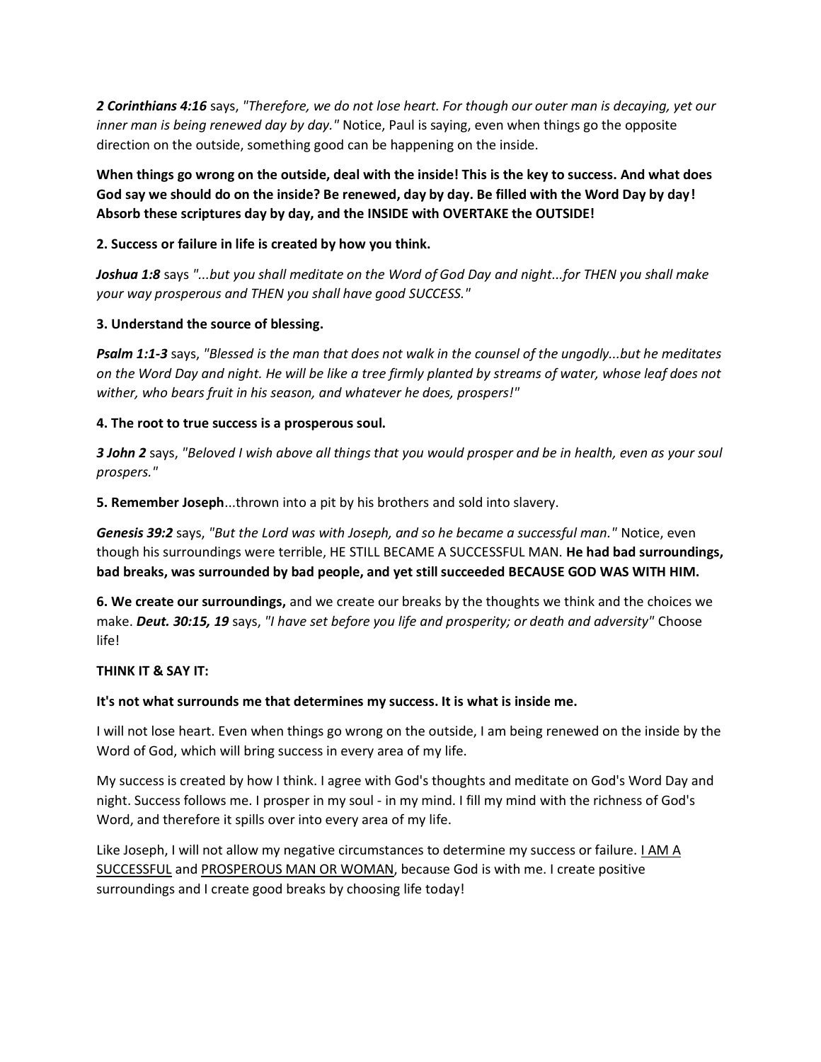***2 Corinthians 4:16*** says, *"Therefore, we do not lose heart. For though our outer man is decaying, yet our inner man is being renewed day by day."* Notice, Paul is saying, even when things go the opposite direction on the outside, something good can be happening on the inside.

**When things go wrong on the outside, deal with the inside! This is the key to success. And what does God say we should do on the inside? Be renewed, day by day. Be filled with the Word Day by day! Absorb these scriptures day by day, and the INSIDE with OVERTAKE the OUTSIDE!**

**2. Success or failure in life is created by how you think.**

***Joshua 1:8*** says *"...but you shall meditate on the Word of God Day and night...for THEN you shall make your way prosperous and THEN you shall have good SUCCESS."*

**3. Understand the source of blessing.**

***Psalm 1:1-3*** says, *"Blessed is the man that does not walk in the counsel of the ungodly...but he meditates on the Word Day and night. He will be like a tree firmly planted by streams of water, whose leaf does not wither, who bears fruit in his season, and whatever he does, prospers!"*

**4. The root to true success is a prosperous soul.**

***3 John 2*** says, *"Beloved I wish above all things that you would prosper and be in health, even as your soul prospers."*

**5. Remember Joseph**...thrown into a pit by his brothers and sold into slavery.

***Genesis 39:2*** says, *"But the Lord was with Joseph, and so he became a successful man."* Notice, even though his surroundings were terrible, HE STILL BECAME A SUCCESSFUL MAN. **He had bad surroundings, bad breaks, was surrounded by bad people, and yet still succeeded BECAUSE GOD WAS WITH HIM.**

**6. We create our surroundings,** and we create our breaks by the thoughts we think and the choices we make. ***Deut. 30:15, 19*** says, *"I have set before you life and prosperity; or death and adversity"* Choose life!

**THINK IT & SAY IT:**

**It's not what surrounds me that determines my success. It is what is inside me.**

I will not lose heart. Even when things go wrong on the outside, I am being renewed on the inside by the Word of God, which will bring success in every area of my life.

My success is created by how I think. I agree with God's thoughts and meditate on God's Word Day and night. Success follows me. I prosper in my soul - in my mind. I fill my mind with the richness of God's Word, and therefore it spills over into every area of my life.

Like Joseph, I will not allow my negative circumstances to determine my success or failure. <u>I AM A SUCCESSFUL</u> and <u>PROSPEROUS MAN OR WOMAN</u>, because God is with me. I create positive surroundings and I create good breaks by choosing life today!